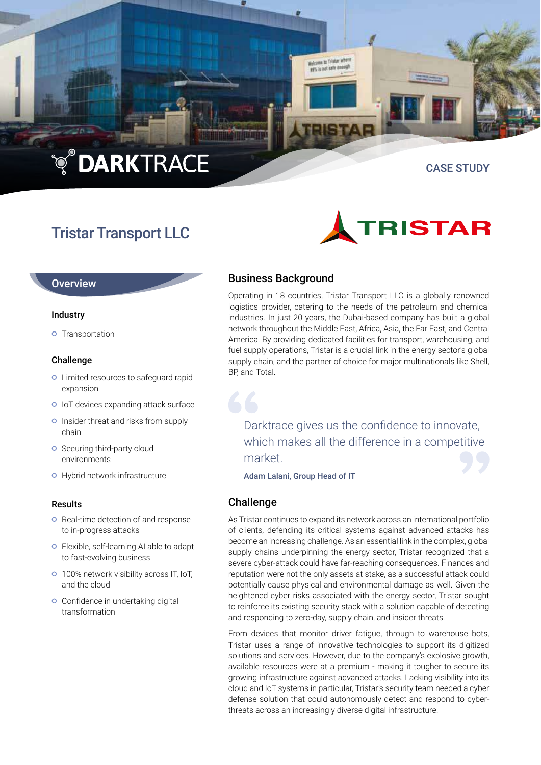DARKTRACE

CASE STUDY

# Tristar Transport LLC

TRISTAR

## Overview

### Industry

- Transportation

### Challenge

- Limited resources to safeguard rapid expansion
- IoT devices expanding attack surface
- Insider threat and risks from supply chain
- Securing third-party cloud environments
- Hybrid network infrastructure

### Results

- Real-time detection of and response to in-progress attacks
- Flexible, self-learning AI able to adapt to fast-evolving business
- 100% network visibility across IT, IoT, and the cloud
- Confidence in undertaking digital transformation

## Business Background

Operating in 18 countries, Tristar Transport LLC is a globally renowned logistics provider, catering to the needs of the petroleum and chemical industries. In just 20 years, the Dubai-based company has built a global network throughout the Middle East, Africa, Asia, the Far East, and Central America. By providing dedicated facilities for transport, warehousing, and fuel supply operations, Tristar is a crucial link in the energy sector's global supply chain, and the partner of choice for major multinationals like Shell, BP, and Total.

> Darktrace gives us the confidence to innovate, which makes all the difference in a competitive market.
>
> **Adam Lalani, Group Head of IT**

## Challenge

As Tristar continues to expand its network across an international portfolio of clients, defending its critical systems against advanced attacks has become an increasing challenge. As an essential link in the complex, global supply chains underpinning the energy sector, Tristar recognized that a severe cyber-attack could have far-reaching consequences. Finances and reputation were not the only assets at stake, as a successful attack could potentially cause physical and environmental damage as well. Given the heightened cyber risks associated with the energy sector, Tristar sought to reinforce its existing security stack with a solution capable of detecting and responding to zero-day, supply chain, and insider threats.

From devices that monitor driver fatigue, through to warehouse bots, Tristar uses a range of innovative technologies to support its digitized solutions and services. However, due to the company's explosive growth, available resources were at a premium - making it tougher to secure its growing infrastructure against advanced attacks. Lacking visibility into its cloud and IoT systems in particular, Tristar's security team needed a cyber defense solution that could autonomously detect and respond to cyber-threats across an increasingly diverse digital infrastructure.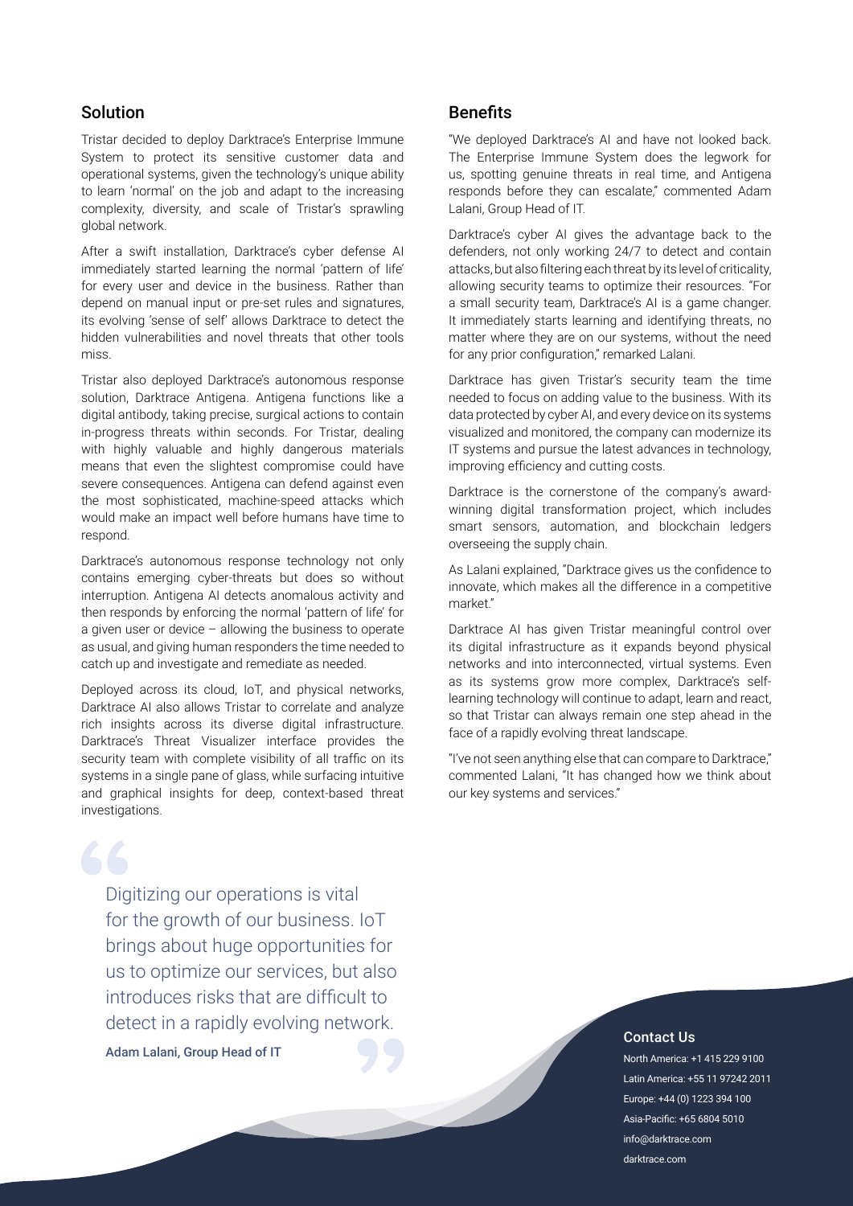## Solution

Tristar decided to deploy Darktrace's Enterprise Immune System to protect its sensitive customer data and operational systems, given the technology's unique ability to learn 'normal' on the job and adapt to the increasing complexity, diversity, and scale of Tristar's sprawling global network.

After a swift installation, Darktrace's cyber defense AI immediately started learning the normal 'pattern of life' for every user and device in the business. Rather than depend on manual input or pre-set rules and signatures, its evolving 'sense of self' allows Darktrace to detect the hidden vulnerabilities and novel threats that other tools miss.

Tristar also deployed Darktrace's autonomous response solution, Darktrace Antigena. Antigena functions like a digital antibody, taking precise, surgical actions to contain in-progress threats within seconds. For Tristar, dealing with highly valuable and highly dangerous materials means that even the slightest compromise could have severe consequences. Antigena can defend against even the most sophisticated, machine-speed attacks which would make an impact well before humans have time to respond.

Darktrace's autonomous response technology not only contains emerging cyber-threats but does so without interruption. Antigena AI detects anomalous activity and then responds by enforcing the normal 'pattern of life' for a given user or device – allowing the business to operate as usual, and giving human responders the time needed to catch up and investigate and remediate as needed.

Deployed across its cloud, IoT, and physical networks, Darktrace AI also allows Tristar to correlate and analyze rich insights across its diverse digital infrastructure. Darktrace's Threat Visualizer interface provides the security team with complete visibility of all traffic on its systems in a single pane of glass, while surfacing intuitive and graphical insights for deep, context-based threat investigations.

> Digitizing our operations is vital for the growth of our business. IoT brings about huge opportunities for us to optimize our services, but also introduces risks that are difficult to detect in a rapidly evolving network.
>
> **Adam Lalani, Group Head of IT**

## Benefits

"We deployed Darktrace's AI and have not looked back. The Enterprise Immune System does the legwork for us, spotting genuine threats in real time, and Antigena responds before they can escalate," commented Adam Lalani, Group Head of IT.

Darktrace's cyber AI gives the advantage back to the defenders, not only working 24/7 to detect and contain attacks, but also filtering each threat by its level of criticality, allowing security teams to optimize their resources. "For a small security team, Darktrace's AI is a game changer. It immediately starts learning and identifying threats, no matter where they are on our systems, without the need for any prior configuration," remarked Lalani.

Darktrace has given Tristar's security team the time needed to focus on adding value to the business. With its data protected by cyber AI, and every device on its systems visualized and monitored, the company can modernize its IT systems and pursue the latest advances in technology, improving efficiency and cutting costs.

Darktrace is the cornerstone of the company's award-winning digital transformation project, which includes smart sensors, automation, and blockchain ledgers overseeing the supply chain.

As Lalani explained, "Darktrace gives us the confidence to innovate, which makes all the difference in a competitive market."

Darktrace AI has given Tristar meaningful control over its digital infrastructure as it expands beyond physical networks and into interconnected, virtual systems. Even as its systems grow more complex, Darktrace's self-learning technology will continue to adapt, learn and react, so that Tristar can always remain one step ahead in the face of a rapidly evolving threat landscape.

"I've not seen anything else that can compare to Darktrace," commented Lalani, "It has changed how we think about our key systems and services."

### Contact Us

North America: +1 415 229 9100
Latin America: +55 11 97242 2011
Europe: +44 (0) 1223 394 100
Asia-Pacific: +65 6804 5010
info@darktrace.com
darktrace.com